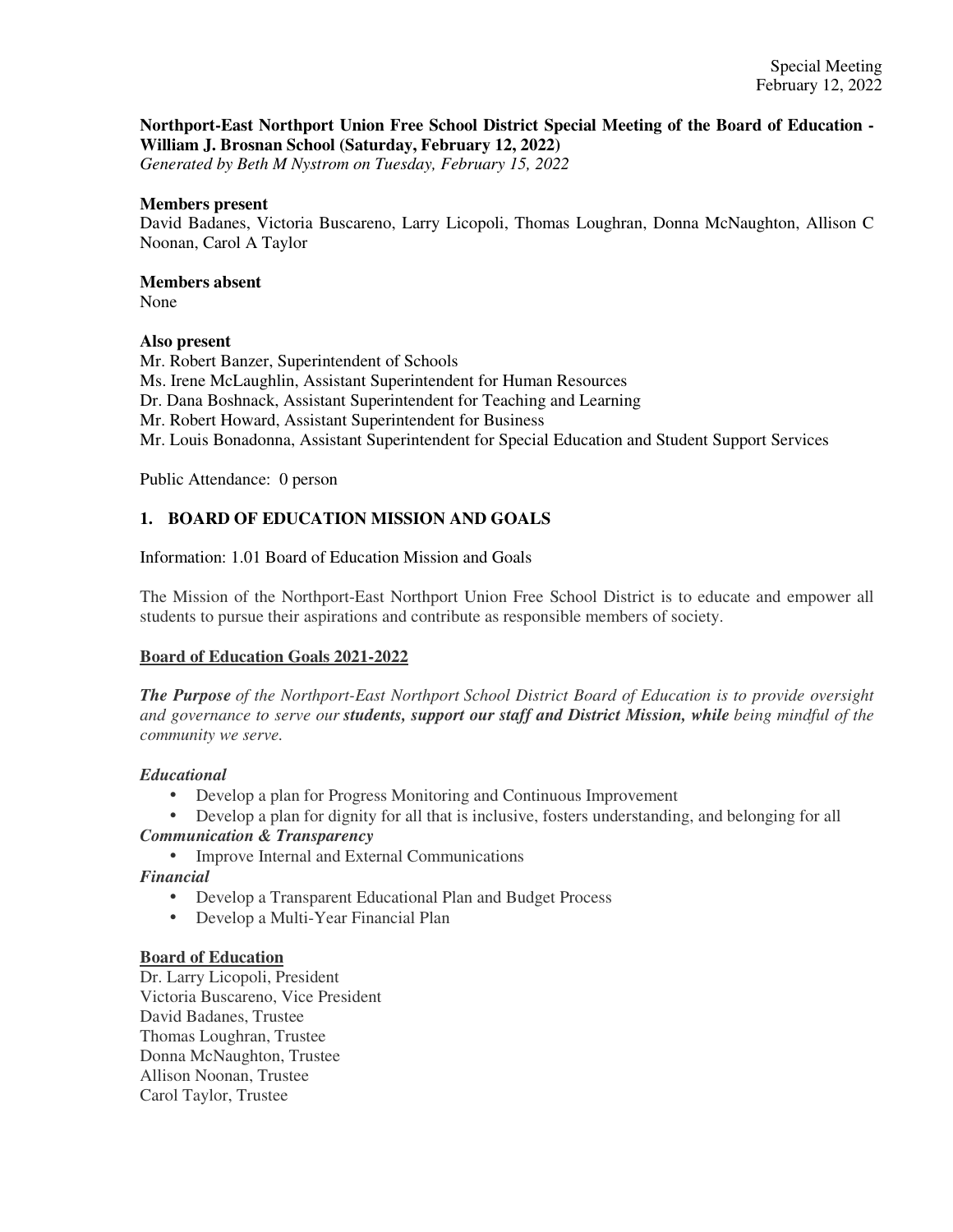**Northport-East Northport Union Free School District Special Meeting of the Board of Education - William J. Brosnan School (Saturday, February 12, 2022)**
*Generated by Beth M Nystrom on Tuesday, February 15, 2022*

**Members present**
David Badanes, Victoria Buscareno, Larry Licopoli, Thomas Loughran, Donna McNaughton, Allison C Noonan, Carol A Taylor

**Members absent**
None

**Also present**
Mr. Robert Banzer, Superintendent of Schools
Ms. Irene McLaughlin, Assistant Superintendent for Human Resources
Dr. Dana Boshnack, Assistant Superintendent for Teaching and Learning
Mr. Robert Howard, Assistant Superintendent for Business
Mr. Louis Bonadonna, Assistant Superintendent for Special Education and Student Support Services

Public Attendance: 0 person

## 1. BOARD OF EDUCATION MISSION AND GOALS

Information: 1.01 Board of Education Mission and Goals

The Mission of the Northport-East Northport Union Free School District is to educate and empower all students to pursue their aspirations and contribute as responsible members of society.

**Board of Education Goals 2021-2022**

***The Purpose*** *of the Northport-East Northport School District Board of Education is to provide oversight and governance to serve our* ***students, support our staff and District Mission, while*** *being mindful of the community we serve.*

***Educational***

- Develop a plan for Progress Monitoring and Continuous Improvement
- Develop a plan for dignity for all that is inclusive, fosters understanding, and belonging for all

***Communication & Transparency***

- Improve Internal and External Communications

***Financial***

- Develop a Transparent Educational Plan and Budget Process
- Develop a Multi-Year Financial Plan

**Board of Education**
Dr. Larry Licopoli, President
Victoria Buscareno, Vice President
David Badanes, Trustee
Thomas Loughran, Trustee
Donna McNaughton, Trustee
Allison Noonan, Trustee
Carol Taylor, Trustee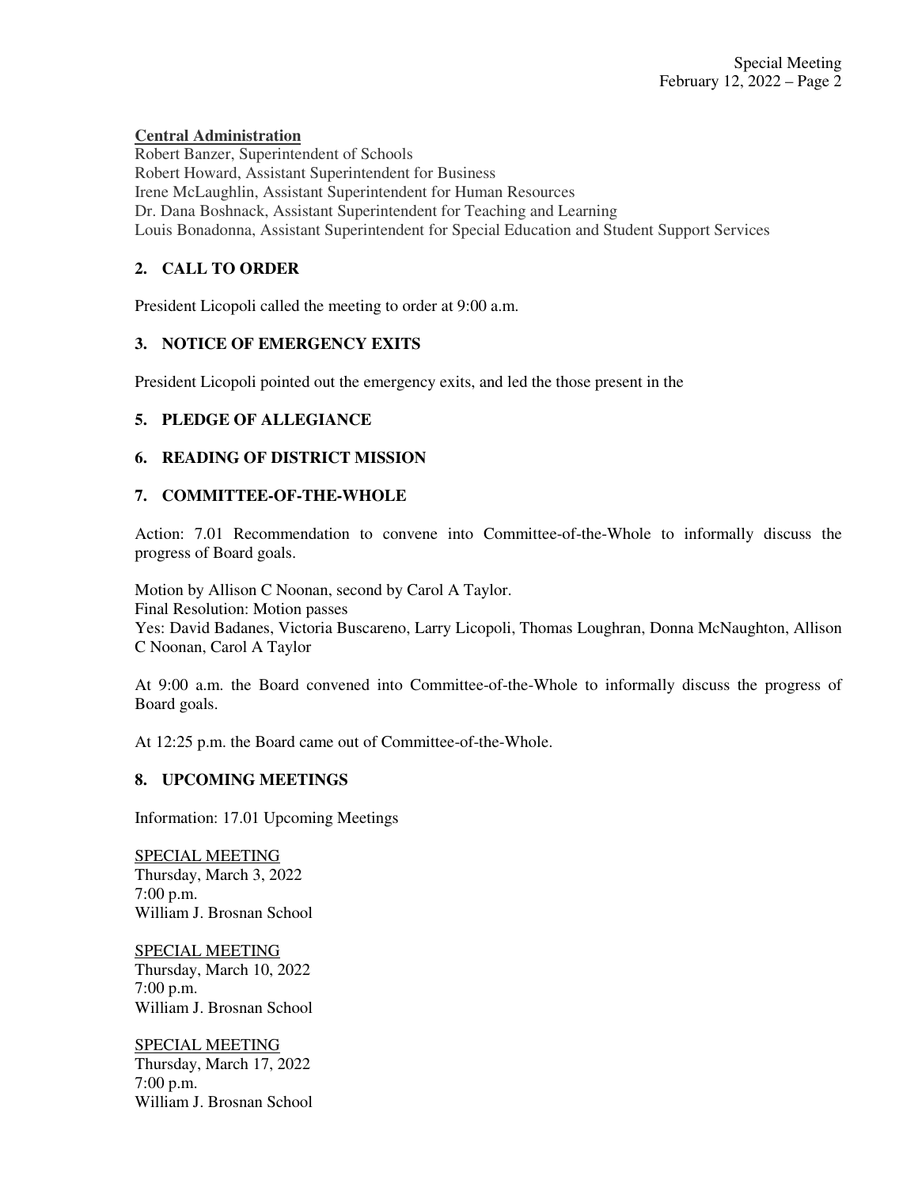**Central Administration**

Robert Banzer, Superintendent of Schools
Robert Howard, Assistant Superintendent for Business
Irene McLaughlin, Assistant Superintendent for Human Resources
Dr. Dana Boshnack, Assistant Superintendent for Teaching and Learning
Louis Bonadonna, Assistant Superintendent for Special Education and Student Support Services

## 2. CALL TO ORDER

President Licopoli called the meeting to order at 9:00 a.m.

## 3. NOTICE OF EMERGENCY EXITS

President Licopoli pointed out the emergency exits, and led the those present in the

## 5. PLEDGE OF ALLEGIANCE

## 6. READING OF DISTRICT MISSION

## 7. COMMITTEE-OF-THE-WHOLE

Action: 7.01 Recommendation to convene into Committee-of-the-Whole to informally discuss the progress of Board goals.

Motion by Allison C Noonan, second by Carol A Taylor.
Final Resolution: Motion passes
Yes: David Badanes, Victoria Buscareno, Larry Licopoli, Thomas Loughran, Donna McNaughton, Allison C Noonan, Carol A Taylor

At 9:00 a.m. the Board convened into Committee-of-the-Whole to informally discuss the progress of Board goals.

At 12:25 p.m. the Board came out of Committee-of-the-Whole.

## 8. UPCOMING MEETINGS

Information: 17.01 Upcoming Meetings

SPECIAL MEETING
Thursday, March 3, 2022
7:00 p.m.
William J. Brosnan School

SPECIAL MEETING
Thursday, March 10, 2022
7:00 p.m.
William J. Brosnan School

SPECIAL MEETING
Thursday, March 17, 2022
7:00 p.m.
William J. Brosnan School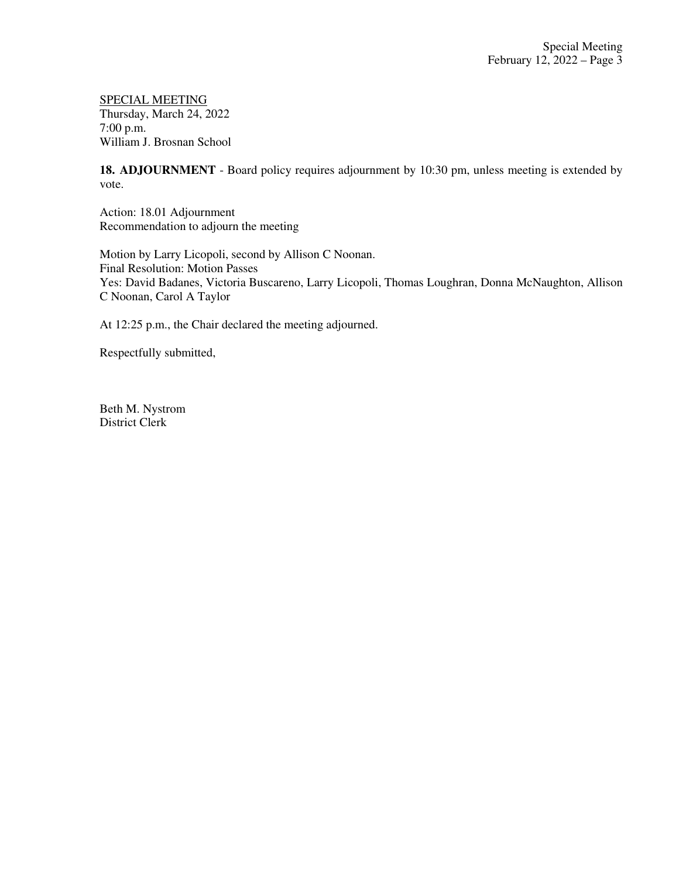SPECIAL MEETING
Thursday, March 24, 2022
7:00 p.m.
William J. Brosnan School

**18. ADJOURNMENT** - Board policy requires adjournment by 10:30 pm, unless meeting is extended by vote.

Action: 18.01 Adjournment
Recommendation to adjourn the meeting

Motion by Larry Licopoli, second by Allison C Noonan.
Final Resolution: Motion Passes
Yes: David Badanes, Victoria Buscareno, Larry Licopoli, Thomas Loughran, Donna McNaughton, Allison C Noonan, Carol A Taylor

At 12:25 p.m., the Chair declared the meeting adjourned.

Respectfully submitted,

Beth M. Nystrom
District Clerk